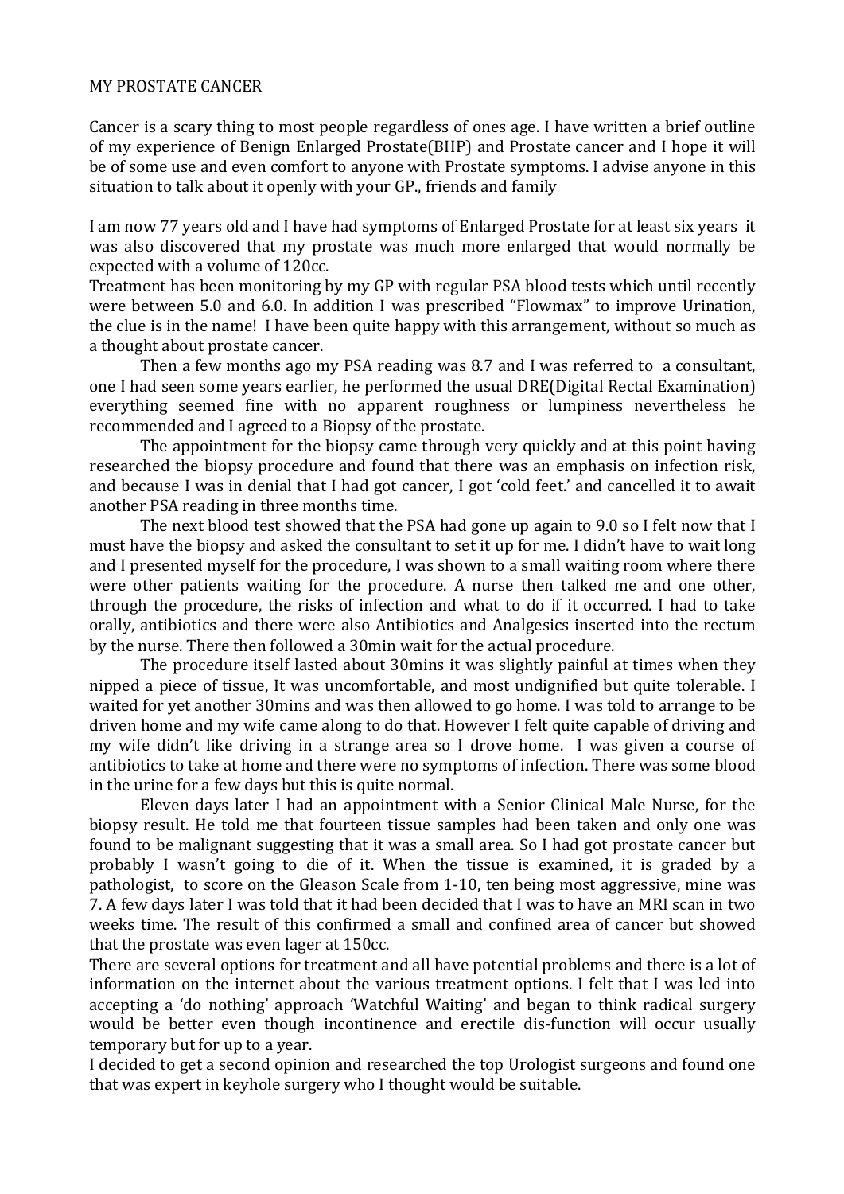# MY PROSTATE CANCER

Cancer is a scary thing to most people regardless of ones age. I have written a brief outline of my experience of Benign Enlarged Prostate(BHP) and Prostate cancer and I hope it will be of some use and even comfort to anyone with Prostate symptoms. I advise anyone in this situation to talk about it openly with your GP., friends and family

I am now 77 years old and I have had symptoms of Enlarged Prostate for at least six years it was also discovered that my prostate was much more enlarged that would normally be expected with a volume of 120cc.

Treatment has been monitoring by my GP with regular PSA blood tests which until recently were between 5.0 and 6.0. In addition I was prescribed "Flowmax" to improve Urination, the clue is in the name! I have been quite happy with this arrangement, without so much as a thought about prostate cancer.

Then a few months ago my PSA reading was 8.7 and I was referred to a consultant, one I had seen some years earlier, he performed the usual DRE(Digital Rectal Examination) everything seemed fine with no apparent roughness or lumpiness nevertheless he recommended and I agreed to a Biopsy of the prostate.

The appointment for the biopsy came through very quickly and at this point having researched the biopsy procedure and found that there was an emphasis on infection risk, and because I was in denial that I had got cancer, I got 'cold feet.' and cancelled it to await another PSA reading in three months time.

The next blood test showed that the PSA had gone up again to 9.0 so I felt now that I must have the biopsy and asked the consultant to set it up for me. I didn't have to wait long and I presented myself for the procedure, I was shown to a small waiting room where there were other patients waiting for the procedure. A nurse then talked me and one other, through the procedure, the risks of infection and what to do if it occurred. I had to take orally, antibiotics and there were also Antibiotics and Analgesics inserted into the rectum by the nurse. There then followed a 30min wait for the actual procedure.

The procedure itself lasted about 30mins it was slightly painful at times when they nipped a piece of tissue, It was uncomfortable, and most undignified but quite tolerable. I waited for yet another 30mins and was then allowed to go home. I was told to arrange to be driven home and my wife came along to do that. However I felt quite capable of driving and my wife didn't like driving in a strange area so I drove home. I was given a course of antibiotics to take at home and there were no symptoms of infection. There was some blood in the urine for a few days but this is quite normal.

Eleven days later I had an appointment with a Senior Clinical Male Nurse, for the biopsy result. He told me that fourteen tissue samples had been taken and only one was found to be malignant suggesting that it was a small area. So I had got prostate cancer but probably I wasn't going to die of it. When the tissue is examined, it is graded by a pathologist, to score on the Gleason Scale from 1-10, ten being most aggressive, mine was 7. A few days later I was told that it had been decided that I was to have an MRI scan in two weeks time. The result of this confirmed a small and confined area of cancer but showed that the prostate was even lager at 150cc.

There are several options for treatment and all have potential problems and there is a lot of information on the internet about the various treatment options. I felt that I was led into accepting a 'do nothing' approach 'Watchful Waiting' and began to think radical surgery would be better even though incontinence and erectile dis-function will occur usually temporary but for up to a year.

I decided to get a second opinion and researched the top Urologist surgeons and found one that was expert in keyhole surgery who I thought would be suitable.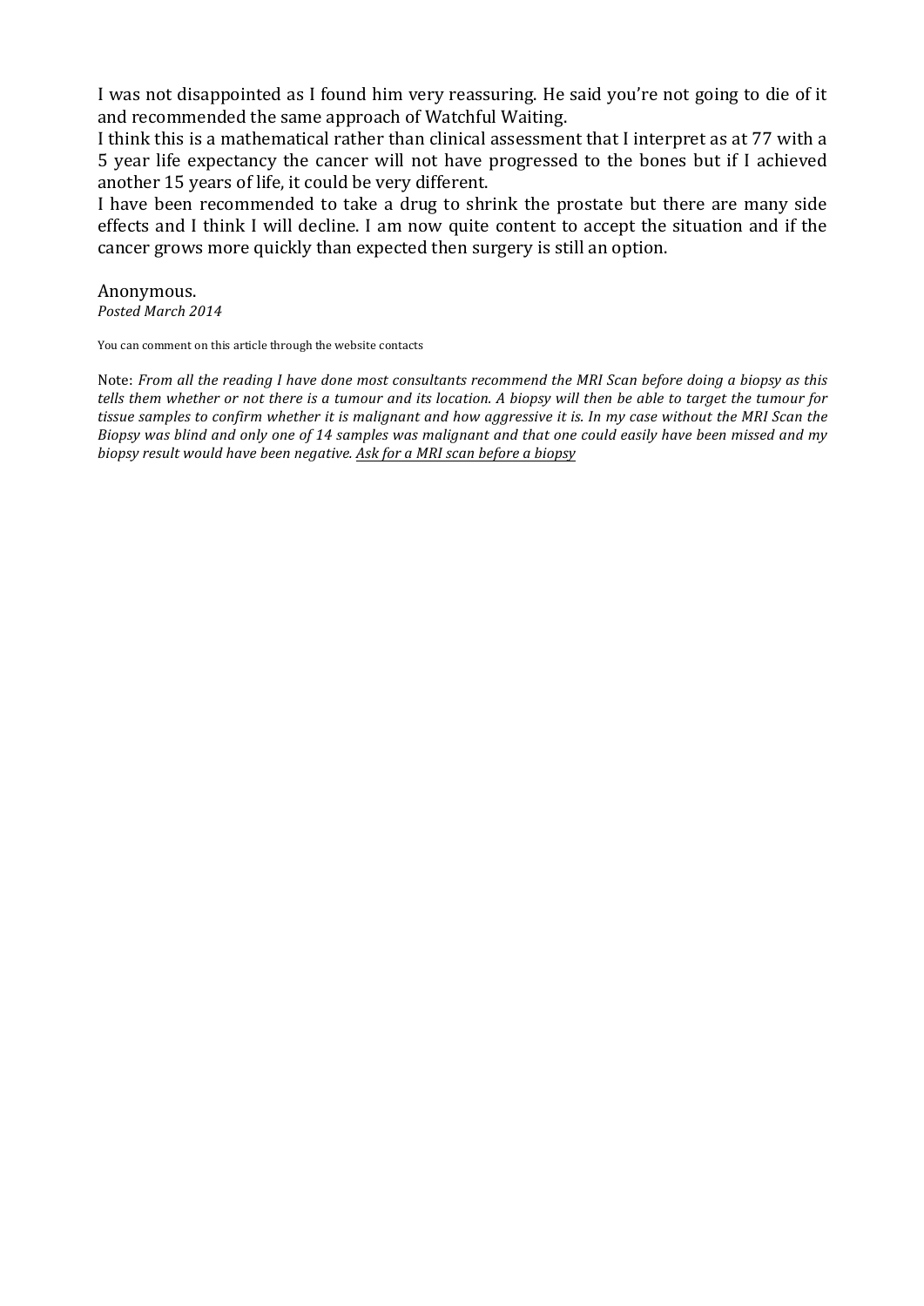I was not disappointed as I found him very reassuring. He said you're not going to die of it and recommended the same approach of Watchful Waiting.

I think this is a mathematical rather than clinical assessment that I interpret as at 77 with a 5 year life expectancy the cancer will not have progressed to the bones but if I achieved another 15 years of life, it could be very different.

I have been recommended to take a drug to shrink the prostate but there are many side effects and I think I will decline. I am now quite content to accept the situation and if the cancer grows more quickly than expected then surgery is still an option.

Anonymous.
*Posted March 2014*

You can comment on this article through the website contacts

Note: *From all the reading I have done most consultants recommend the MRI Scan before doing a biopsy as this tells them whether or not there is a tumour and its location. A biopsy will then be able to target the tumour for tissue samples to confirm whether it is malignant and how aggressive it is. In my case without the MRI Scan the Biopsy was blind and only one of 14 samples was malignant and that one could easily have been missed and my biopsy result would have been negative. Ask for a MRI scan before a biopsy*